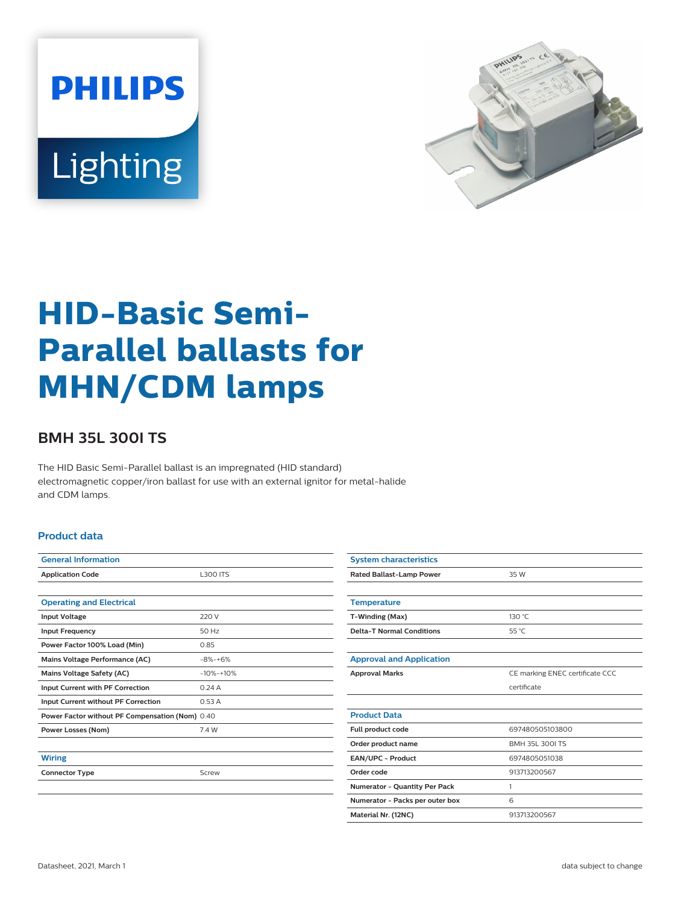PHILIPS

Lighting

# HID-Basic Semi-Parallel ballasts for MHN/CDM lamps

## BMH 35L 300I TS

The HID Basic Semi-Parallel ballast is an impregnated (HID standard) electromagnetic copper/iron ballast for use with an external ignitor for metal-halide and CDM lamps.

### Product data

| General Information | |
|---|---|
| Application Code | L300 ITS |

| Operating and Electrical | |
|---|---|
| Input Voltage | 220 V |
| Input Frequency | 50 Hz |
| Power Factor 100% Load (Min) | 0.85 |
| Mains Voltage Performance (AC) | -8%-+6% |
| Mains Voltage Safety (AC) | -10%-+10% |
| Input Current with PF Correction | 0.24 A |
| Input Current without PF Correction | 0.53 A |
| Power Factor without PF Compensation (Nom) | 0.40 |
| Power Losses (Nom) | 7.4 W |

| Wiring | |
|---|---|
| Connector Type | Screw |

| System characteristics | |
|---|---|
| Rated Ballast-Lamp Power | 35 W |

| Temperature | |
|---|---|
| T-Winding (Max) | 130 °C |
| Delta-T Normal Conditions | 55 °C |

| Approval and Application | |
|---|---|
| Approval Marks | CE marking ENEC certificate CCC certificate |

| Product Data | |
|---|---|
| Full product code | 697480505103800 |
| Order product name | BMH 35L 300I TS |
| EAN/UPC - Product | 6974805051038 |
| Order code | 913713200567 |
| Numerator - Quantity Per Pack | 1 |
| Numerator - Packs per outer box | 6 |
| Material Nr. (12NC) | 913713200567 |

Datasheet, 2021, March 1

data subject to change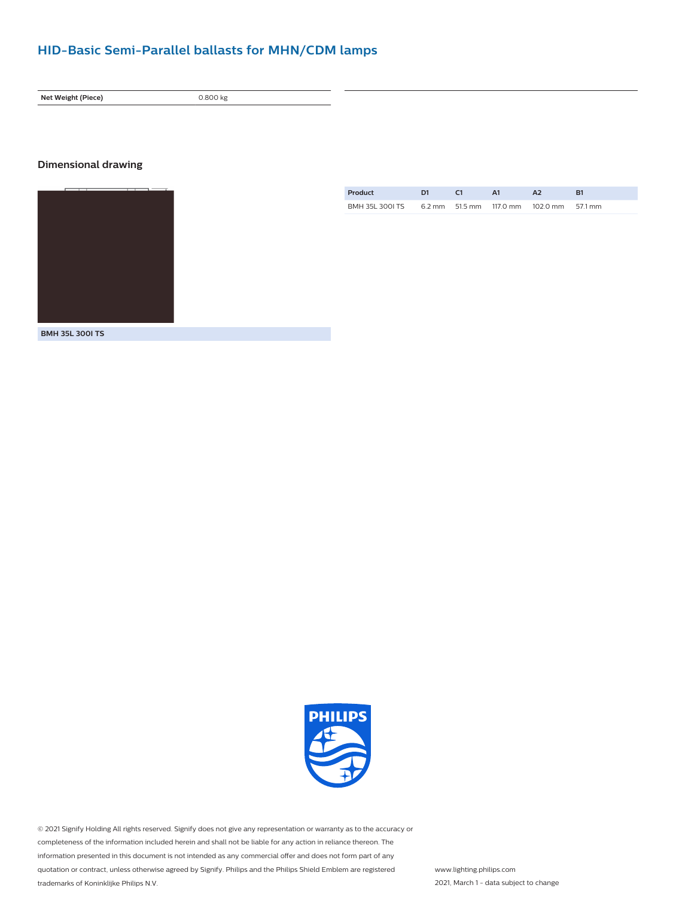## HID-Basic Semi-Parallel ballasts for MHN/CDM lamps

| | |
|---|---|
| **Net Weight (Piece)** | 0.800 kg |

### Dimensional drawing

**BMH 35L 300I TS**

| Product | D1 | C1 | A1 | A2 | B1 |
|---|---|---|---|---|---|
| BMH 35L 300I TS | 6.2 mm | 51.5 mm | 117.0 mm | 102.0 mm | 57.1 mm |

© 2021 Signify Holding All rights reserved. Signify does not give any representation or warranty as to the accuracy or completeness of the information included herein and shall not be liable for any action in reliance thereon. The information presented in this document is not intended as any commercial offer and does not form part of any quotation or contract, unless otherwise agreed by Signify. Philips and the Philips Shield Emblem are registered trademarks of Koninklijke Philips N.V.

www.lighting.philips.com

2021, March 1 - data subject to change